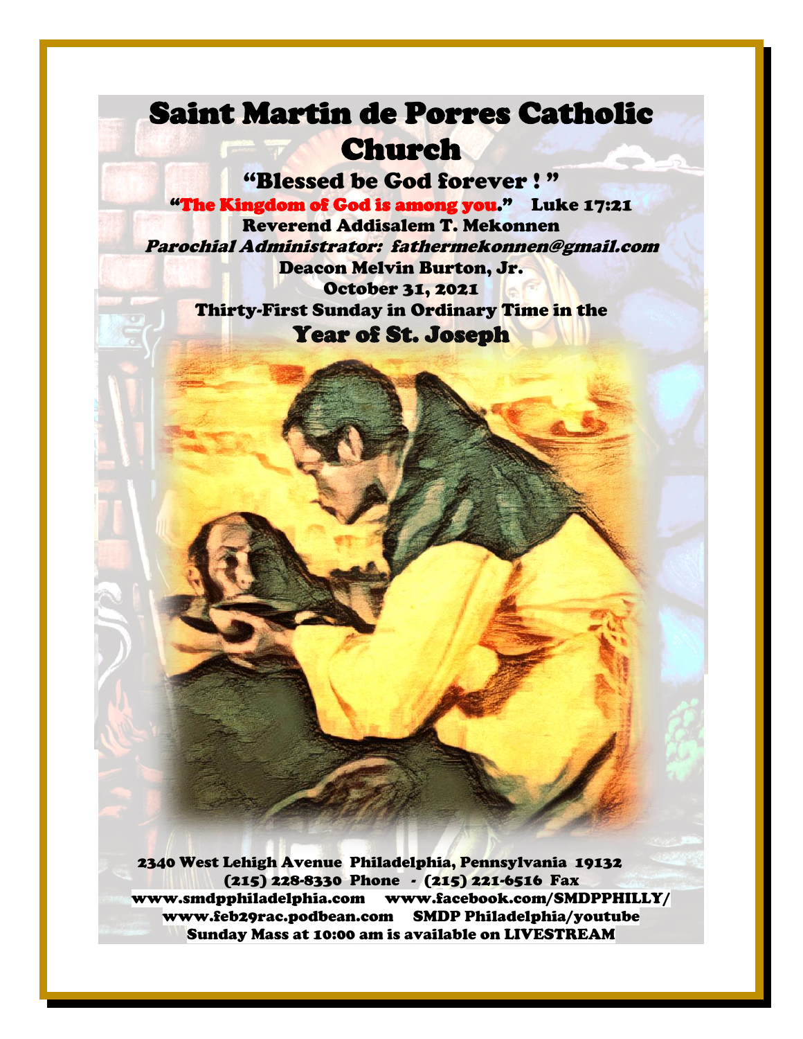# Saint Martin de Porres Catholic Church

## "Blessed be God forever ! "

"The Kingdom of God is among you." Luke 17:21

**Reverend Addisalem T. Mekonnen**

***Parochial Administrator: fathermekonnen@gmail.com***

**Deacon Melvin Burton, Jr.**

**October 31, 2021**

**Thirty-First Sunday in Ordinary Time in the**

## Year of St. Joseph

**2340 West Lehigh Avenue Philadelphia, Pennsylvania 19132**
**(215) 228-8330 Phone - (215) 221-6516 Fax**
**www.smdpphiladelphia.com www.facebook.com/SMDPPHILLY/**
**www.feb29rac.podbean.com SMDP Philadelphia/youtube**
**Sunday Mass at 10:00 am is available on LIVESTREAM**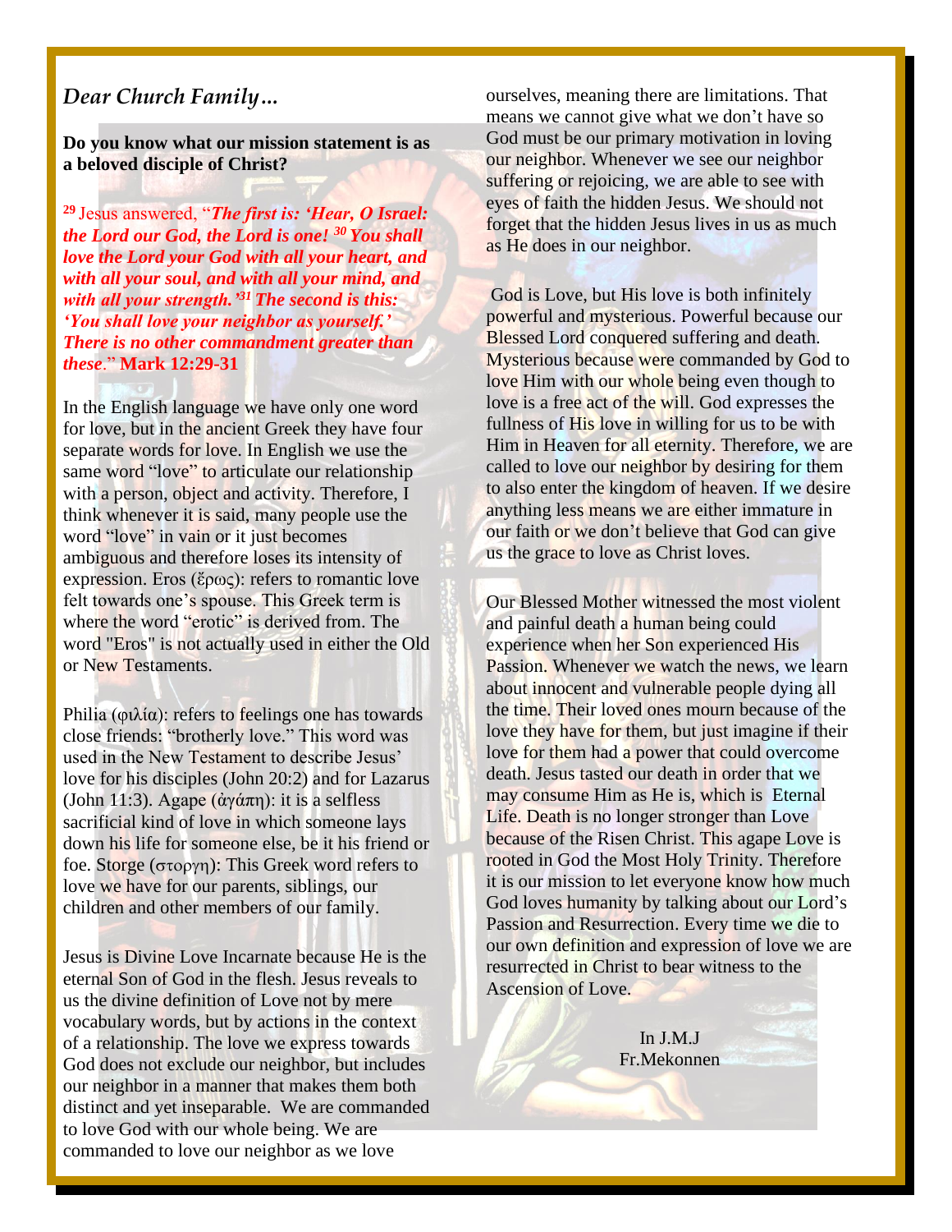## *Dear Church Family…*

**Do you know what our mission statement is as a beloved disciple of Christ?**

[29] Jesus answered, "***The first is: 'Hear, O Israel: the Lord our God, the Lord is one!*** [30] ***You shall love the Lord your God with all your heart, and with all your soul, and with all your mind, and with all your strength.'*** [31] ***The second is this: 'You shall love your neighbor as yourself.' There is no other commandment greater than these***." **Mark 12:29-31**

In the English language we have only one word for love, but in the ancient Greek they have four separate words for love. In English we use the same word "love" to articulate our relationship with a person, object and activity. Therefore, I think whenever it is said, many people use the word "love" in vain or it just becomes ambiguous and therefore loses its intensity of expression. Eros (ἔρως): refers to romantic love felt towards one's spouse. This Greek term is where the word "erotic" is derived from. The word "Eros" is not actually used in either the Old or New Testaments.

Philia (φιλία): refers to feelings one has towards close friends: "brotherly love." This word was used in the New Testament to describe Jesus' love for his disciples (John 20:2) and for Lazarus (John 11:3). Agape (ἀγάπη): it is a selfless sacrificial kind of love in which someone lays down his life for someone else, be it his friend or foe. Storge (στοργη): This Greek word refers to love we have for our parents, siblings, our children and other members of our family.

Jesus is Divine Love Incarnate because He is the eternal Son of God in the flesh. Jesus reveals to us the divine definition of Love not by mere vocabulary words, but by actions in the context of a relationship. The love we express towards God does not exclude our neighbor, but includes our neighbor in a manner that makes them both distinct and yet inseparable. We are commanded to love God with our whole being. We are commanded to love our neighbor as we love ourselves, meaning there are limitations. That means we cannot give what we don't have so God must be our primary motivation in loving our neighbor. Whenever we see our neighbor suffering or rejoicing, we are able to see with eyes of faith the hidden Jesus. We should not forget that the hidden Jesus lives in us as much as He does in our neighbor.

God is Love, but His love is both infinitely powerful and mysterious. Powerful because our Blessed Lord conquered suffering and death. Mysterious because were commanded by God to love Him with our whole being even though to love is a free act of the will. God expresses the fullness of His love in willing for us to be with Him in Heaven for all eternity. Therefore, we are called to love our neighbor by desiring for them to also enter the kingdom of heaven. If we desire anything less means we are either immature in our faith or we don't believe that God can give us the grace to love as Christ loves.

Our Blessed Mother witnessed the most violent and painful death a human being could experience when her Son experienced His Passion. Whenever we watch the news, we learn about innocent and vulnerable people dying all the time. Their loved ones mourn because of the love they have for them, but just imagine if their love for them had a power that could overcome death. Jesus tasted our death in order that we may consume Him as He is, which is Eternal Life. Death is no longer stronger than Love because of the Risen Christ. This agape Love is rooted in God the Most Holy Trinity. Therefore it is our mission to let everyone know how much God loves humanity by talking about our Lord's Passion and Resurrection. Every time we die to our own definition and expression of love we are resurrected in Christ to bear witness to the Ascension of Love.

In J.M.J
Fr.Mekonnen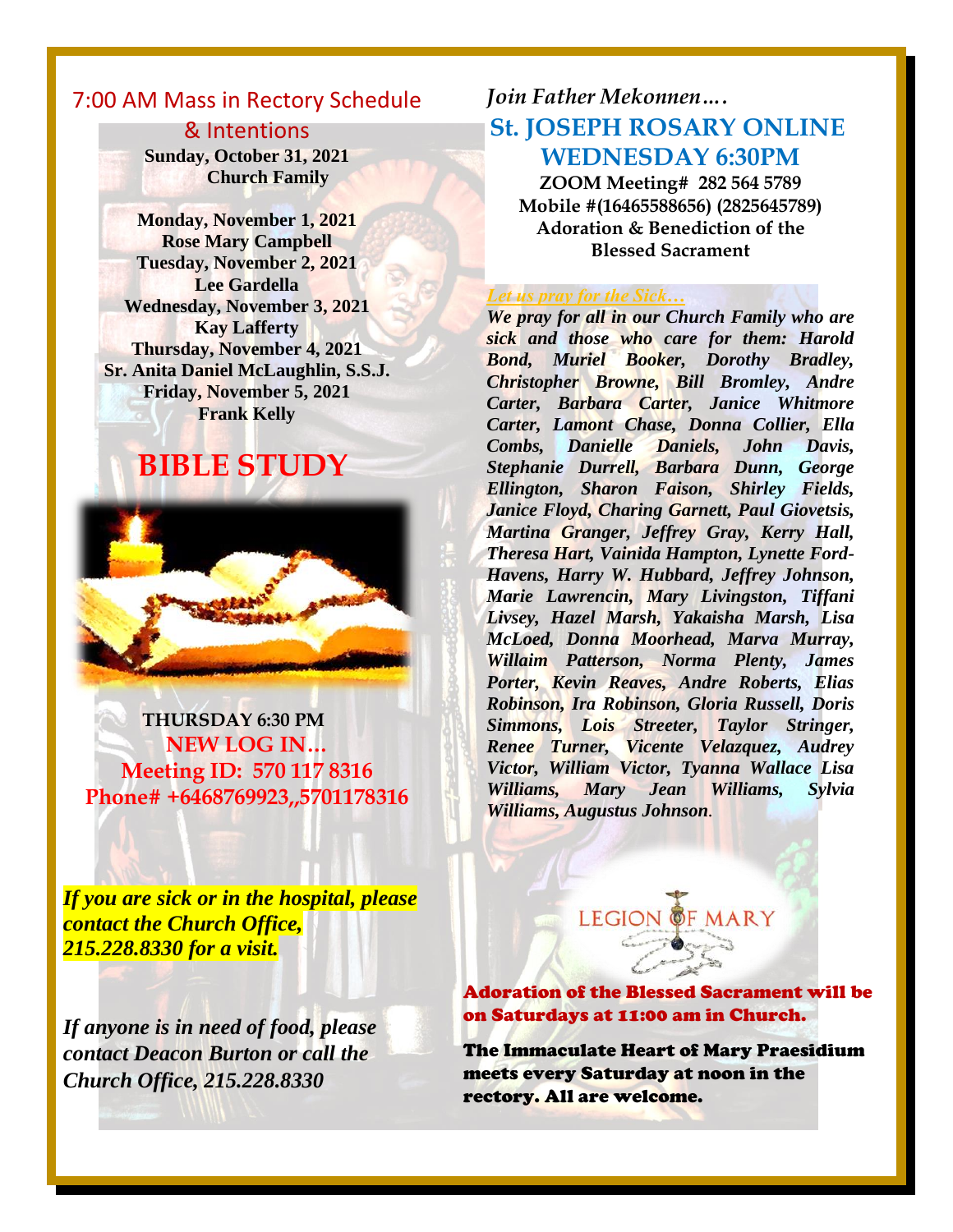## 7:00 AM Mass in Rectory Schedule & Intentions

**Sunday, October 31, 2021**
**Church Family**

**Monday, November 1, 2021**
**Rose Mary Campbell**
**Tuesday, November 2, 2021**
**Lee Gardella**
**Wednesday, November 3, 2021**
**Kay Lafferty**
**Thursday, November 4, 2021**
**Sr. Anita Daniel McLaughlin, S.S.J.**
**Friday, November 5, 2021**
**Frank Kelly**

## BIBLE STUDY

**THURSDAY 6:30 PM**
**NEW LOG IN…**
**Meeting ID: 570 117 8316**
**Phone# +6468769923,,5701178316**

***If you are sick or in the hospital, please contact the Church Office, 215.228.8330 for a visit.***

***If anyone is in need of food, please contact Deacon Burton or call the Church Office, 215.228.8330***

*Join Father Mekonnen….*

## St. JOSEPH ROSARY ONLINE WEDNESDAY 6:30PM

**ZOOM Meeting# 282 564 5789**
**Mobile #(16465588656) (2825645789)**
**Adoration & Benediction of the Blessed Sacrament**

*Let us pray for the Sick…*

***We pray for all in our Church Family who are sick and those who care for them: Harold Bond, Muriel Booker, Dorothy Bradley, Christopher Browne, Bill Bromley, Andre Carter, Barbara Carter, Janice Whitmore Carter, Lamont Chase, Donna Collier, Ella Combs, Danielle Daniels, John Davis, Stephanie Durrell, Barbara Dunn, George Ellington, Sharon Faison, Shirley Fields, Janice Floyd, Charing Garnett, Paul Giovetsis, Martina Granger, Jeffrey Gray, Kerry Hall, Theresa Hart, Vainida Hampton, Lynette Ford-Havens, Harry W. Hubbard, Jeffrey Johnson, Marie Lawrencin, Mary Livingston, Tiffani Livsey, Hazel Marsh, Yakaisha Marsh, Lisa McLoed, Donna Moorhead, Marva Murray, Willaim Patterson, Norma Plenty, James Porter, Kevin Reaves, Andre Roberts, Elias Robinson, Ira Robinson, Gloria Russell, Doris Simmons, Lois Streeter, Taylor Stringer, Renee Turner, Vicente Velazquez, Audrey Victor, William Victor, Tyanna Wallace Lisa Williams, Mary Jean Williams, Sylvia Williams, Augustus Johnson.***

LEGION OF MARY

**Adoration of the Blessed Sacrament will be on Saturdays at 11:00 am in Church.**

**The Immaculate Heart of Mary Praesidium meets every Saturday at noon in the rectory. All are welcome.**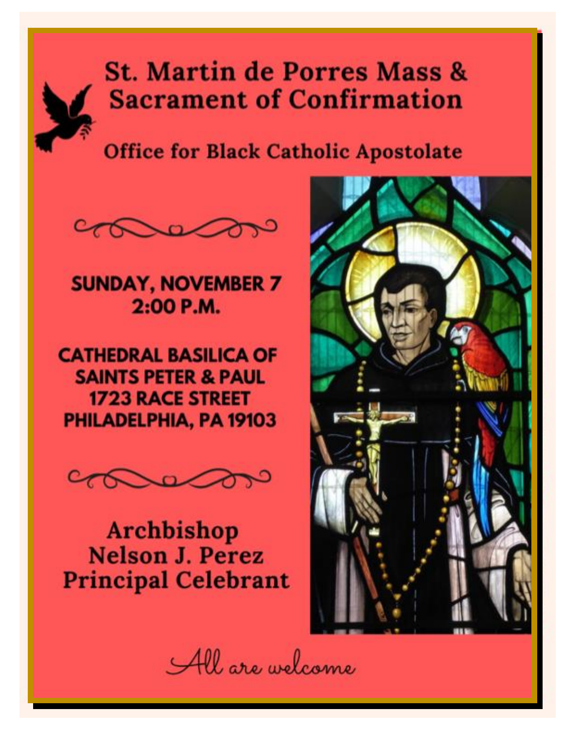# St. Martin de Porres Mass & Sacrament of Confirmation

## Office for Black Catholic Apostolate

**SUNDAY, NOVEMBER 7**
**2:00 P.M.**

**CATHEDRAL BASILICA OF SAINTS PETER & PAUL**
**1723 RACE STREET**
**PHILADELPHIA, PA 19103**

**Archbishop Nelson J. Perez**
**Principal Celebrant**

*All are welcome*